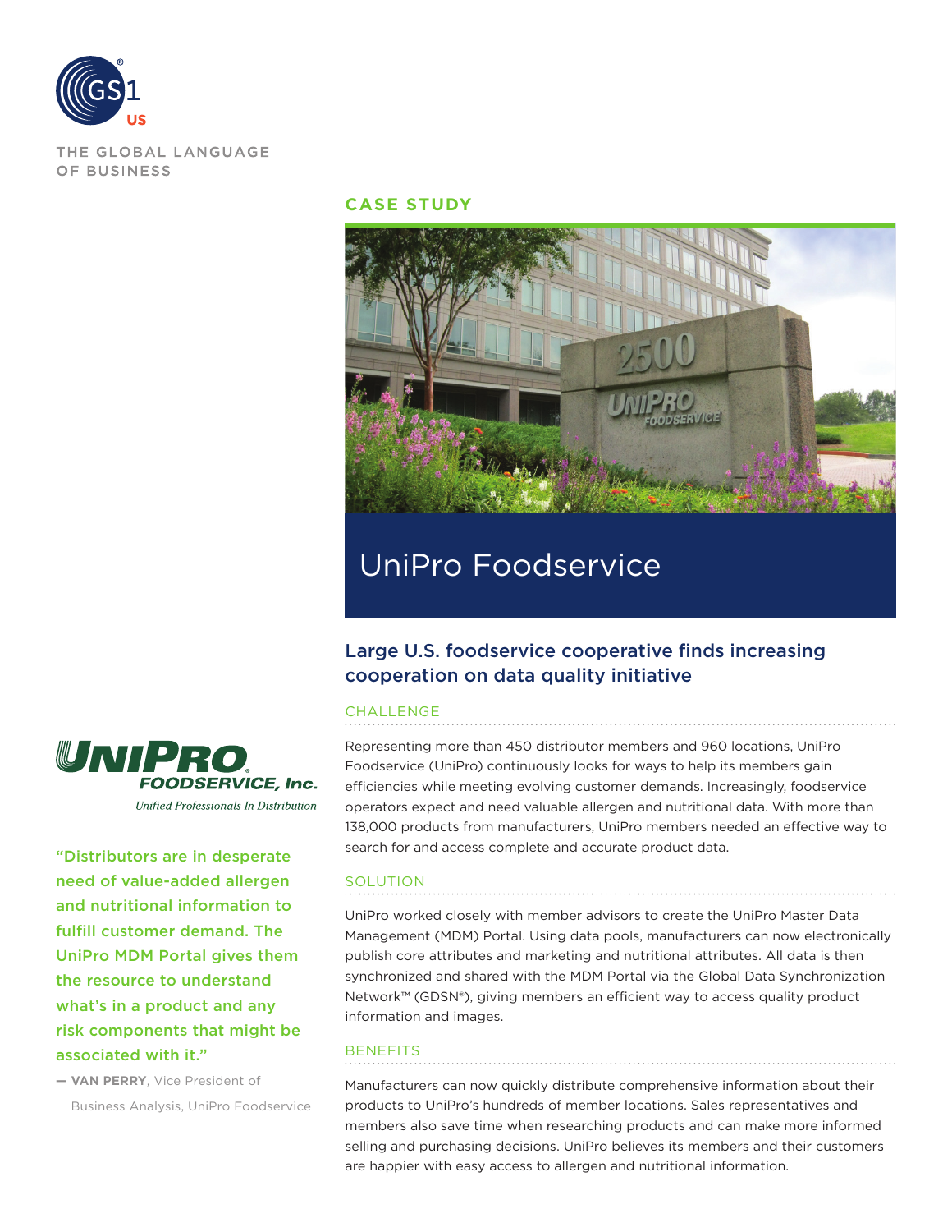THE GLOBAL LANGUAGE OF BUSINESS

**CASE STUDY**

# UniPro Foodservice

## Large U.S. foodservice cooperative finds increasing cooperation on data quality initiative

### CHALLENGE

Representing more than 450 distributor members and 960 locations, UniPro Foodservice (UniPro) continuously looks for ways to help its members gain efficiencies while meeting evolving customer demands. Increasingly, foodservice operators expect and need valuable allergen and nutritional data. With more than 138,000 products from manufacturers, UniPro members needed an effective way to search for and access complete and accurate product data.

### SOLUTION

UniPro worked closely with member advisors to create the UniPro Master Data Management (MDM) Portal. Using data pools, manufacturers can now electronically publish core attributes and marketing and nutritional attributes. All data is then synchronized and shared with the MDM Portal via the Global Data Synchronization Network™ (GDSN®), giving members an efficient way to access quality product information and images.

### BENEFITS

Manufacturers can now quickly distribute comprehensive information about their products to UniPro's hundreds of member locations. Sales representatives and members also save time when researching products and can make more informed selling and purchasing decisions. UniPro believes its members and their customers are happier with easy access to allergen and nutritional information.

> "Distributors are in desperate need of value-added allergen and nutritional information to fulfill customer demand. The UniPro MDM Portal gives them the resource to understand what's in a product and any risk components that might be associated with it."
>
> — **VAN PERRY**, Vice President of Business Analysis, UniPro Foodservice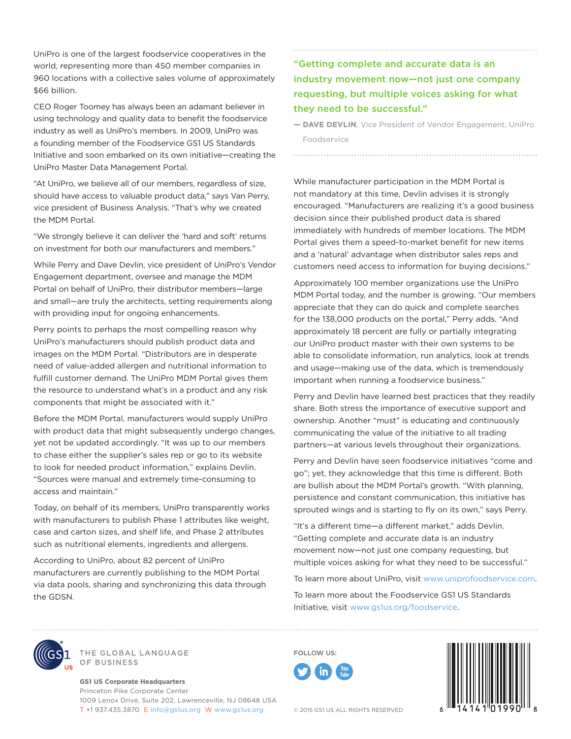UniPro is one of the largest foodservice cooperatives in the world, representing more than 450 member companies in 960 locations with a collective sales volume of approximately $66 billion.

CEO Roger Toomey has always been an adamant believer in using technology and quality data to benefit the foodservice industry as well as UniPro's members. In 2009, UniPro was a founding member of the Foodservice GS1 US Standards Initiative and soon embarked on its own initiative—creating the UniPro Master Data Management Portal.

"At UniPro, we believe all of our members, regardless of size, should have access to valuable product data," says Van Perry, vice president of Business Analysis. "That's why we created the MDM Portal.

"We strongly believe it can deliver the 'hard and soft' returns on investment for both our manufacturers and members."

While Perry and Dave Devlin, vice president of UniPro's Vendor Engagement department, oversee and manage the MDM Portal on behalf of UniPro, their distributor members—large and small—are truly the architects, setting requirements along with providing input for ongoing enhancements.

Perry points to perhaps the most compelling reason why UniPro's manufacturers should publish product data and images on the MDM Portal. "Distributors are in desperate need of value-added allergen and nutritional information to fulfill customer demand. The UniPro MDM Portal gives them the resource to understand what's in a product and any risk components that might be associated with it."

Before the MDM Portal, manufacturers would supply UniPro with product data that might subsequently undergo changes, yet not be updated accordingly. "It was up to our members to chase either the supplier's sales rep or go to its website to look for needed product information," explains Devlin. "Sources were manual and extremely time-consuming to access and maintain."

Today, on behalf of its members, UniPro transparently works with manufacturers to publish Phase 1 attributes like weight, case and carton sizes, and shelf life, and Phase 2 attributes such as nutritional elements, ingredients and allergens.

According to UniPro, about 82 percent of UniPro manufacturers are currently publishing to the MDM Portal via data pools, sharing and synchronizing this data through the GDSN.

> "Getting complete and accurate data is an industry movement now—not just one company requesting, but multiple voices asking for what they need to be successful."
>
> — **DAVE DEVLIN**, Vice President of Vendor Engagement, UniPro Foodservice

While manufacturer participation in the MDM Portal is not mandatory at this time, Devlin advises it is strongly encouraged. "Manufacturers are realizing it's a good business decision since their published product data is shared immediately with hundreds of member locations. The MDM Portal gives them a speed-to-market benefit for new items and a 'natural' advantage when distributor sales reps and customers need access to information for buying decisions."

Approximately 100 member organizations use the UniPro MDM Portal today, and the number is growing. "Our members appreciate that they can do quick and complete searches for the 138,000 products on the portal," Perry adds. "And approximately 18 percent are fully or partially integrating our UniPro product master with their own systems to be able to consolidate information, run analytics, look at trends and usage—making use of the data, which is tremendously important when running a foodservice business."

Perry and Devlin have learned best practices that they readily share. Both stress the importance of executive support and ownership. Another "must" is educating and continuously communicating the value of the initiative to all trading partners—at various levels throughout their organizations.

Perry and Devlin have seen foodservice initiatives "come and go"; yet, they acknowledge that this time is different. Both are bullish about the MDM Portal's growth. "With planning, persistence and constant communication, this initiative has sprouted wings and is starting to fly on its own," says Perry.

"It's a different time—a different market," adds Devlin. "Getting complete and accurate data is an industry movement now—not just one company requesting, but multiple voices asking for what they need to be successful."

To learn more about UniPro, visit www.uniprofoodservice.com.

To learn more about the Foodservice GS1 US Standards Initiative, visit www.gs1us.org/foodservice.

THE GLOBAL LANGUAGE OF BUSINESS

**GS1 US Corporate Headquarters**
Princeton Pike Corporate Center
1009 Lenox Drive, Suite 202, Lawrenceville, NJ 08648 USA
T +1 937.435.3870 E info@gs1us.org W www.gs1us.org

FOLLOW US:

© 2015 GS1 US ALL RIGHTS RESERVED

6 14141 01990 8